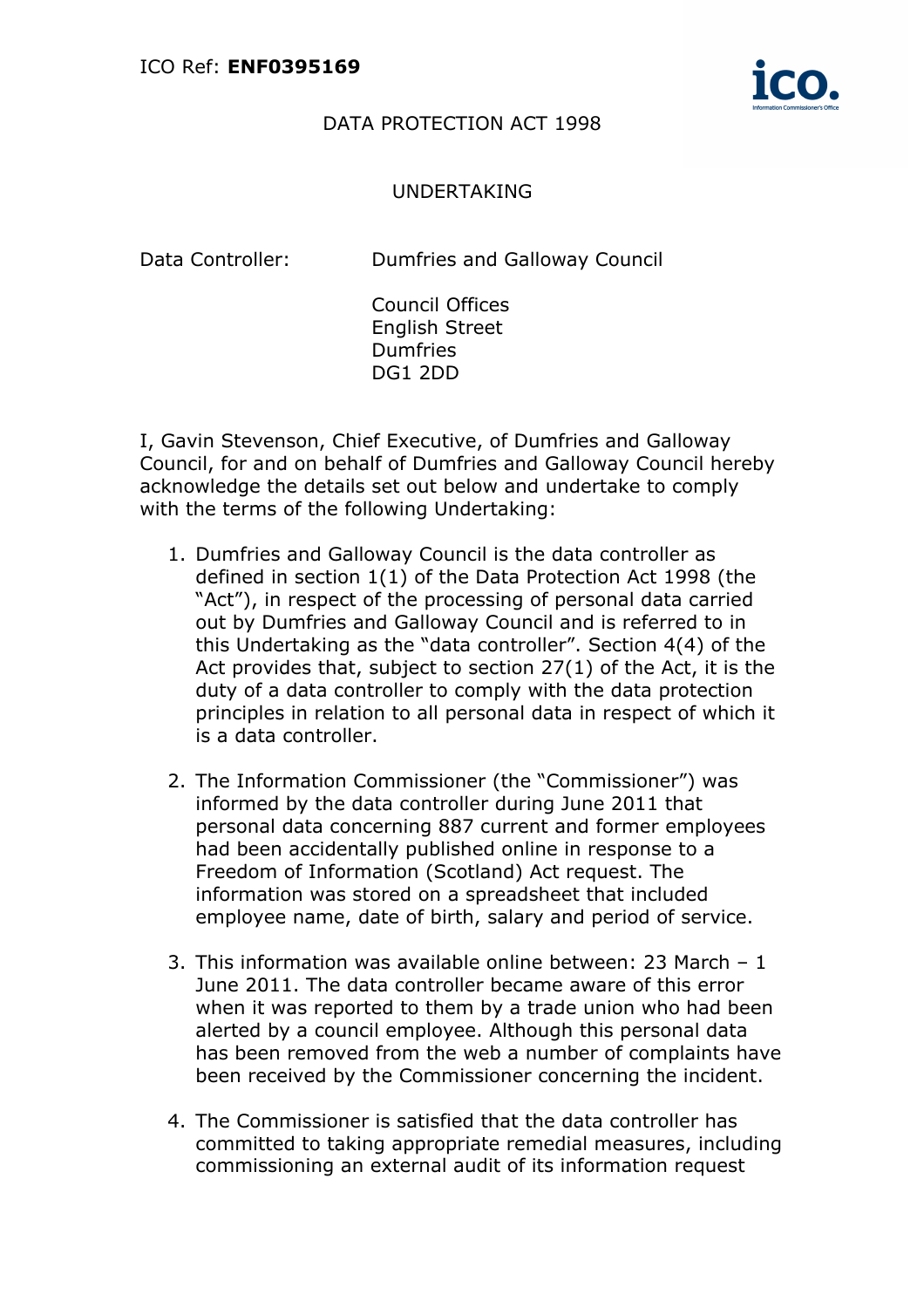ICO Ref: **ENF0395169**

DATA PROTECTION ACT 1998

UNDERTAKING

Data Controller: Dumfries and Galloway Council

Council Offices
English Street
Dumfries
DG1 2DD

I, Gavin Stevenson, Chief Executive, of Dumfries and Galloway Council, for and on behalf of Dumfries and Galloway Council hereby acknowledge the details set out below and undertake to comply with the terms of the following Undertaking:

1. Dumfries and Galloway Council is the data controller as defined in section 1(1) of the Data Protection Act 1998 (the "Act"), in respect of the processing of personal data carried out by Dumfries and Galloway Council and is referred to in this Undertaking as the "data controller". Section 4(4) of the Act provides that, subject to section 27(1) of the Act, it is the duty of a data controller to comply with the data protection principles in relation to all personal data in respect of which it is a data controller.

2. The Information Commissioner (the "Commissioner") was informed by the data controller during June 2011 that personal data concerning 887 current and former employees had been accidentally published online in response to a Freedom of Information (Scotland) Act request. The information was stored on a spreadsheet that included employee name, date of birth, salary and period of service.

3. This information was available online between: 23 March – 1 June 2011. The data controller became aware of this error when it was reported to them by a trade union who had been alerted by a council employee. Although this personal data has been removed from the web a number of complaints have been received by the Commissioner concerning the incident.

4. The Commissioner is satisfied that the data controller has committed to taking appropriate remedial measures, including commissioning an external audit of its information request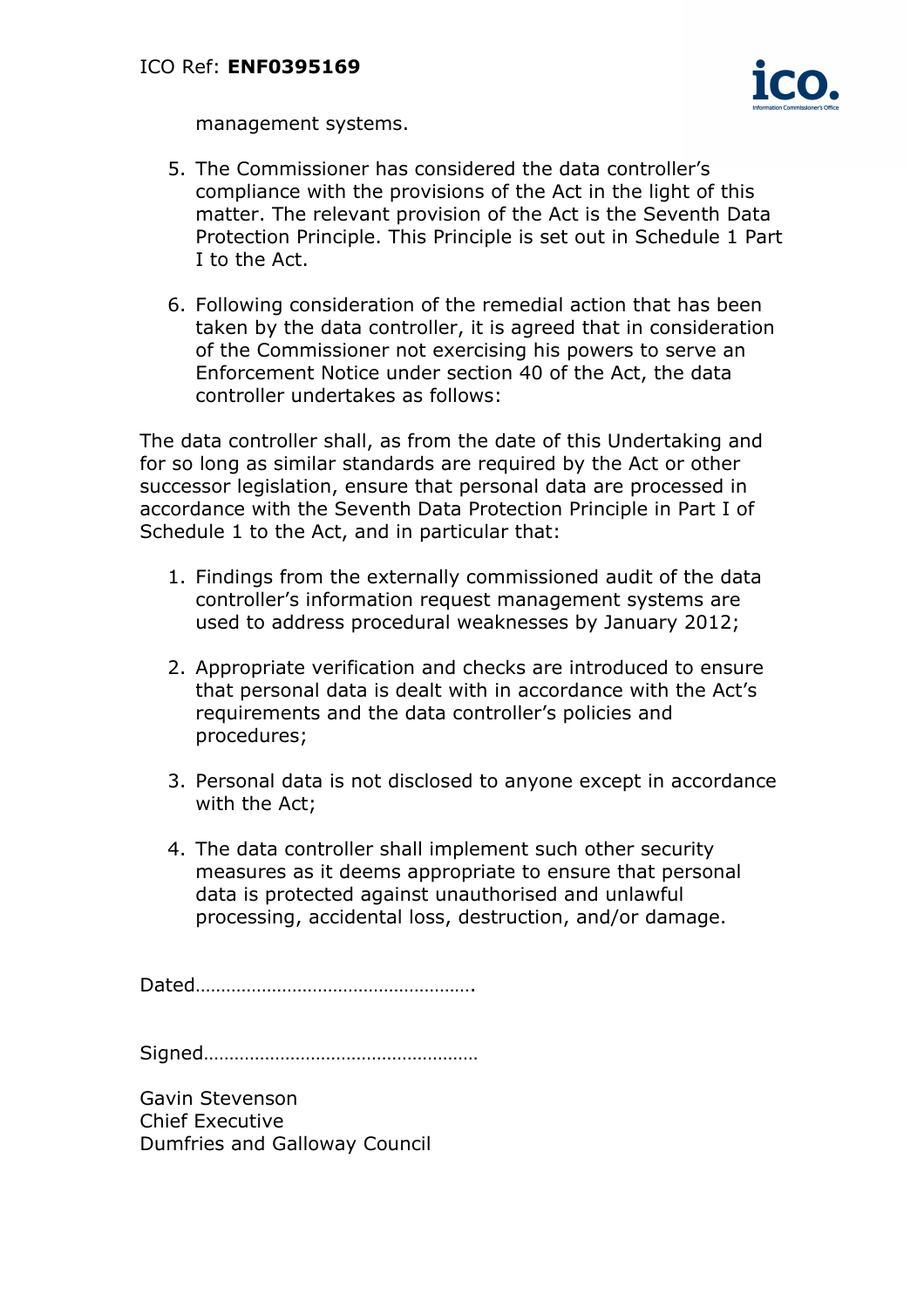management systems.

5. The Commissioner has considered the data controller's compliance with the provisions of the Act in the light of this matter. The relevant provision of the Act is the Seventh Data Protection Principle. This Principle is set out in Schedule 1 Part I to the Act.

6. Following consideration of the remedial action that has been taken by the data controller, it is agreed that in consideration of the Commissioner not exercising his powers to serve an Enforcement Notice under section 40 of the Act, the data controller undertakes as follows:

The data controller shall, as from the date of this Undertaking and for so long as similar standards are required by the Act or other successor legislation, ensure that personal data are processed in accordance with the Seventh Data Protection Principle in Part I of Schedule 1 to the Act, and in particular that:

1. Findings from the externally commissioned audit of the data controller's information request management systems are used to address procedural weaknesses by January 2012;

2. Appropriate verification and checks are introduced to ensure that personal data is dealt with in accordance with the Act's requirements and the data controller's policies and procedures;

3. Personal data is not disclosed to anyone except in accordance with the Act;

4. The data controller shall implement such other security measures as it deems appropriate to ensure that personal data is protected against unauthorised and unlawful processing, accidental loss, destruction, and/or damage.

Dated……………………………………………….

Signed………………………………………………

Gavin Stevenson
Chief Executive
Dumfries and Galloway Council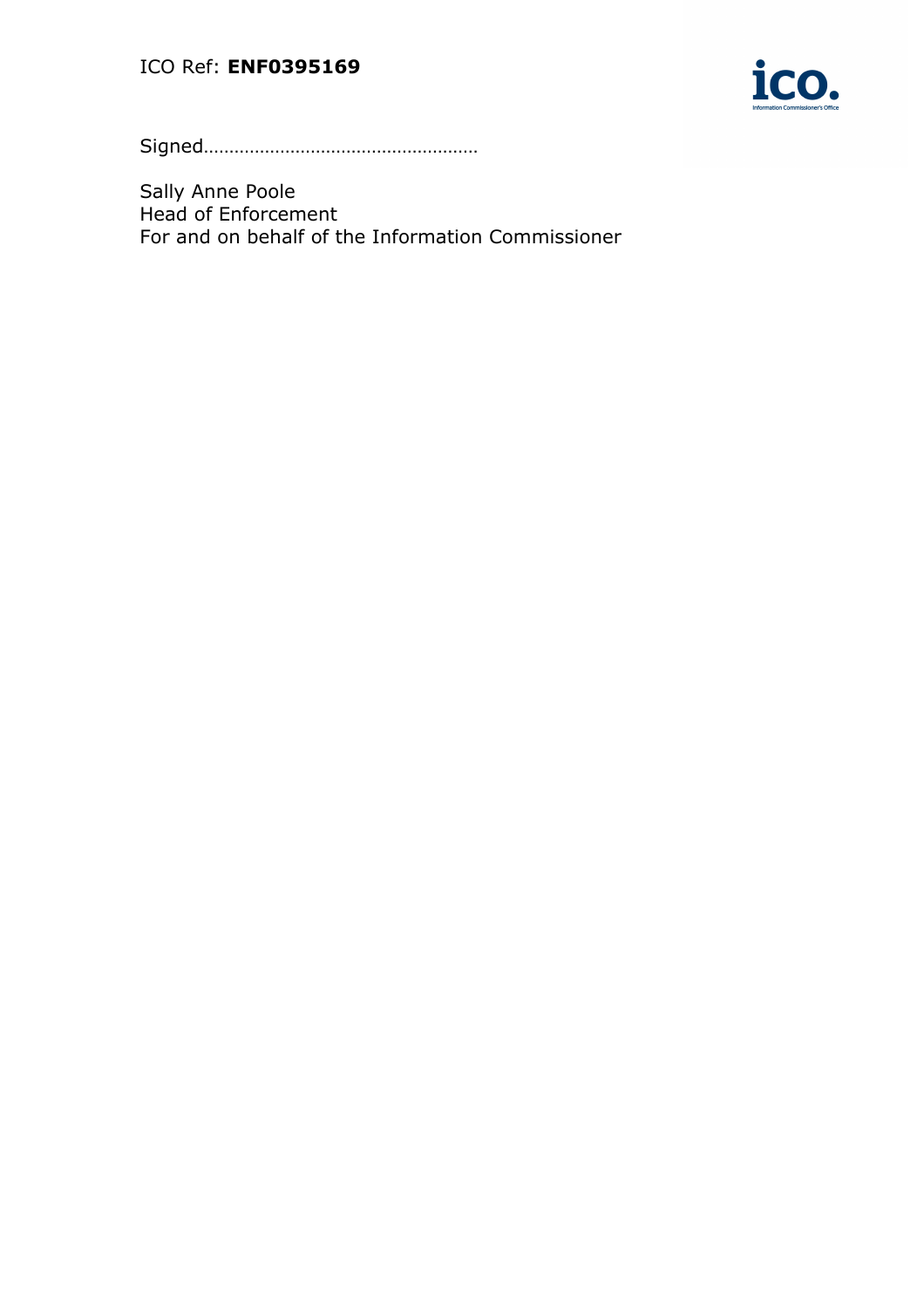ICO Ref: **ENF0395169**

Signed……………………………………………

Sally Anne Poole
Head of Enforcement
For and on behalf of the Information Commissioner